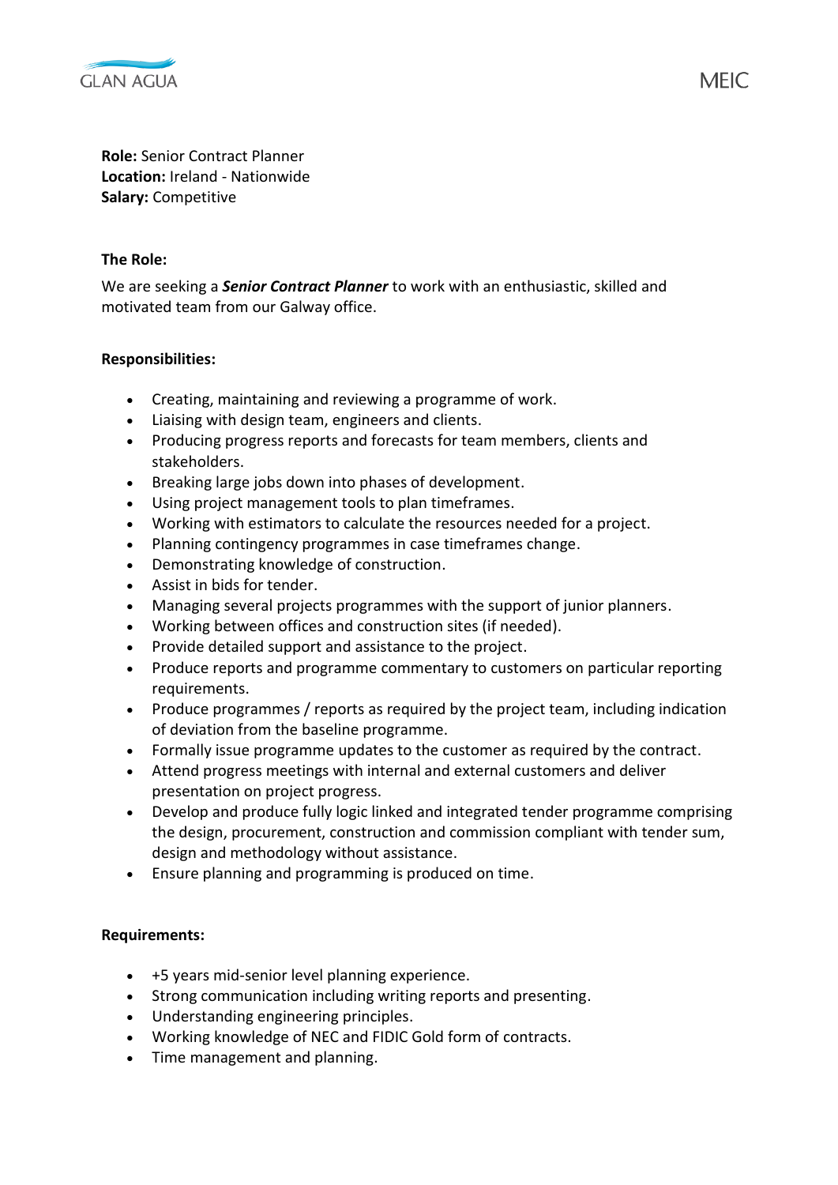**Role:** Senior Contract Planner
**Location:** Ireland - Nationwide
**Salary:** Competitive

**The Role:**

We are seeking a ***Senior Contract Planner*** to work with an enthusiastic, skilled and motivated team from our Galway office.

**Responsibilities:**

- Creating, maintaining and reviewing a programme of work.
- Liaising with design team, engineers and clients.
- Producing progress reports and forecasts for team members, clients and stakeholders.
- Breaking large jobs down into phases of development.
- Using project management tools to plan timeframes.
- Working with estimators to calculate the resources needed for a project.
- Planning contingency programmes in case timeframes change.
- Demonstrating knowledge of construction.
- Assist in bids for tender.
- Managing several projects programmes with the support of junior planners.
- Working between offices and construction sites (if needed).
- Provide detailed support and assistance to the project.
- Produce reports and programme commentary to customers on particular reporting requirements.
- Produce programmes / reports as required by the project team, including indication of deviation from the baseline programme.
- Formally issue programme updates to the customer as required by the contract.
- Attend progress meetings with internal and external customers and deliver presentation on project progress.
- Develop and produce fully logic linked and integrated tender programme comprising the design, procurement, construction and commission compliant with tender sum, design and methodology without assistance.
- Ensure planning and programming is produced on time.

**Requirements:**

- +5 years mid-senior level planning experience.
- Strong communication including writing reports and presenting.
- Understanding engineering principles.
- Working knowledge of NEC and FIDIC Gold form of contracts.
- Time management and planning.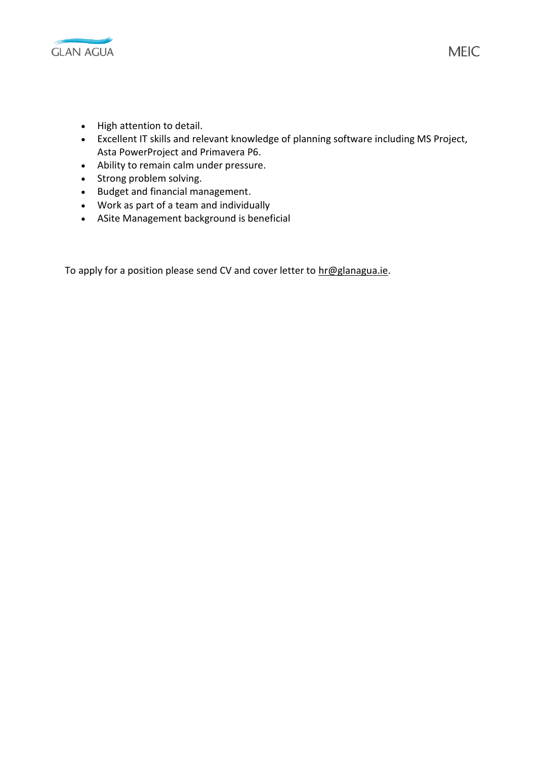- High attention to detail.
- Excellent IT skills and relevant knowledge of planning software including MS Project, Asta PowerProject and Primavera P6.
- Ability to remain calm under pressure.
- Strong problem solving.
- Budget and financial management.
- Work as part of a team and individually
- ASite Management background is beneficial

To apply for a position please send CV and cover letter to hr@glanagua.ie.